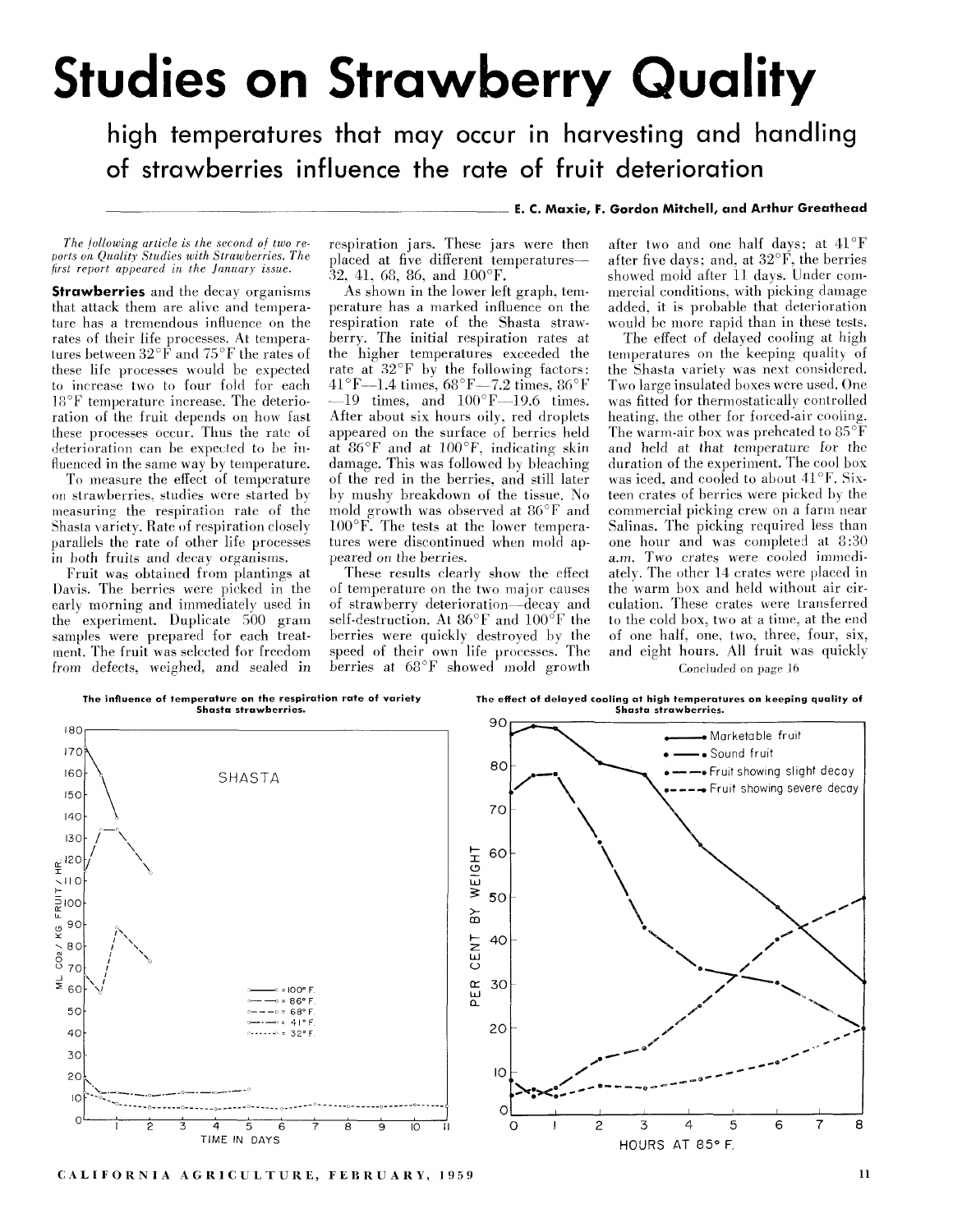# Studies on Strawberry Quality

## high temperatures that may occur in harvesting and handling of strawberries influence the rate of fruit deterioration

**E. C. Maxie, F. Gordon Mitchell, and Arthur Greathead**

*The following article is the second of two reports on Quality Studies with Strawberries. The first report appeared in the January issue.*

**Strawberries** and the decay organisms that attack them are alive and temperature has a tremendous influence on the rates of their life processes. At temperatures between 32°F and 75°F the rates of these life processes would be expected to increase two to four fold for each 18°F temperature increase. The deterioration of the fruit depends on how fast these processes occur. Thus the rate of deterioration can be expected to be influenced in the same way by temperature.

To measure the effect of temperature on strawberries, studies were started by measuring the respiration rate of the Shasta variety. Rate of respiration closely parallels the rate of other life processes in both fruits and decay organisms.

Fruit was obtained from plantings at Davis. The berries were picked in the early morning and immediately used in the experiment. Duplicate 500 gram samples were prepared for each treatment. The fruit was selected for freedom from defects, weighed, and sealed in respiration jars. These jars were then placed at five different temperatures—32, 41, 68, 86, and 100°F.

As shown in the lower left graph, temperature has a marked influence on the respiration rate of the Shasta strawberry. The initial respiration rates at the higher temperatures exceeded the rate at 32°F by the following factors: 41°F—1.4 times, 68°F—7.2 times, 86°F—19 times, and 100°F—19.6 times. After about six hours oily, red droplets appeared on the surface of berries held at 86°F and at 100°F, indicating skin damage. This was followed by bleaching of the red in the berries, and still later by mushy breakdown of the tissue. No mold growth was observed at 86°F and 100°F. The tests at the lower temperatures were discontinued when mold appeared on the berries.

These results clearly show the effect of temperature on the two major causes of strawberry deterioration—decay and self-destruction. At 86°F and 100°F the berries were quickly destroyed by the speed of their own life processes. The berries at 68°F showed mold growth after two and one half days; at 41°F after five days; and, at 32°F, the berries showed mold after 11 days. Under commercial conditions, with picking damage added, it is probable that deterioration would be more rapid than in these tests.

The effect of delayed cooling at high temperatures on the keeping quality of the Shasta variety was next considered. Two large insulated boxes were used. One was fitted for thermostatically controlled heating, the other for forced-air cooling. The warm-air box was preheated to 85°F and held at that temperature for the duration of the experiment. The cool box was iced, and cooled to about 41°F. Sixteen crates of berries were picked by the commercial picking crew on a farm near Salinas. The picking required less than one hour and was completed at 8:30 a.m. Two crates were cooled immediately. The other 14 crates were placed in the warm box and held without air circulation. These crates were transferred to the cold box, two at a time, at the end of one half, one, two, three, four, six, and eight hours. All fruit was quickly

Concluded on page 16

The influence of temperature on the respiration rate of variety Shasta strawberries.

The effect of delayed cooling at high temperatures on keeping quality of Shasta strawberries.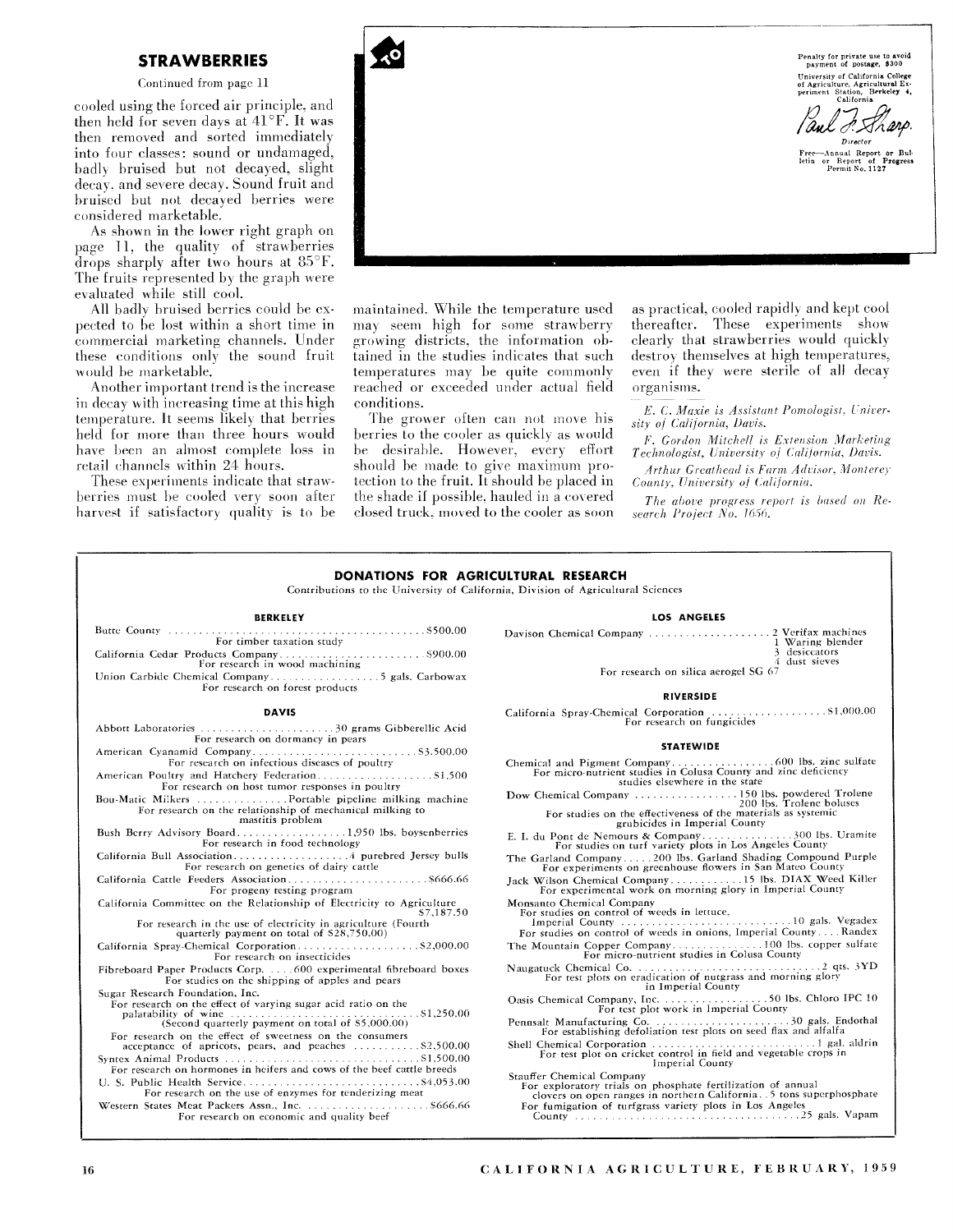## STRAWBERRIES

Continued from page 11

cooled using the forced air principle, and then held for seven days at 41°F. It was then removed and sorted immediately into four classes: sound or undamaged, badly bruised but not decayed, slight decay, and severe decay. Sound fruit and bruised but not decayed berries were considered marketable.

As shown in the lower right graph on page 11, the quality of strawberries drops sharply after two hours at 85°F. The fruits represented by the graph were evaluated while still cool.

All badly bruised berries could be expected to be lost within a short time in commercial marketing channels. Under these conditions only the sound fruit would be marketable.

Another important trend is the increase in decay with increasing time at this high temperature. It seems likely that berries held for more than three hours would have been an almost complete loss in retail channels within 24 hours.

These experiments indicate that strawberries must be cooled very soon after harvest if satisfactory quality is to be maintained. While the temperature used may seem high for some strawberry growing districts, the information obtained in the studies indicates that such temperatures may be quite commonly reached or exceeded under actual field conditions.

The grower often can not move his berries to the cooler as quickly as would be desirable. However, every effort should be made to give maximum protection to the fruit. It should be placed in the shade if possible, hauled in a covered closed truck, moved to the cooler as soon as practical, cooled rapidly and kept cool thereafter. These experiments show clearly that strawberries would quickly destroy themselves at high temperatures, even if they were sterile of all decay organisms.

*E. C. Maxie is Assistant Pomologist, University of California, Davis.*

*F. Gordon Mitchell is Extension Marketing Technologist, University of California, Davis.*

*Arthur Greathead is Farm Advisor, Monterey County, University of California.*

*The above progress report is based on Research Project No. 1656.*

TO

Penalty for private use to avoid payment of postage, $300

University of California College of Agriculture, Agricultural Experiment Station, Berkeley 4, California

Paul F. Sharp
Director

Free—Annual Report or Bulletin or Report of Progress
Permit No. 1127

## DONATIONS FOR AGRICULTURAL RESEARCH

Contributions to the University of California, Division of Agricultural Sciences

### BERKELEY

Butte County ..... $500.00
For timber taxation study

California Cedar Products Company ..... $900.00
For research in wood machining

Union Carbide Chemical Company ..... 5 gals. Carbowax
For research on forest products

### DAVIS

Abbott Laboratories ..... 30 grams Gibberellic Acid
For research on dormancy in pears

American Cyanamid Company ..... $3,500.00
For research on infectious diseases of poultry

American Poultry and Hatchery Federation ..... $1,500
For research on host tumor responses in poultry

Bou-Matic Milkers ..... Portable pipeline milking machine
For research on the relationship of mechanical milking to mastitis problem

Bush Berry Advisory Board ..... 1,950 lbs. boysenberries
For research in food technology

California Bull Association ..... 4 purebred Jersey bulls
For research on genetics of dairy cattle

California Cattle Feeders Association ..... $666.66
For progeny testing program

California Committee on the Relationship of Electricity to Agriculture ..... $7,187.50
For research in the use of electricity in agriculture (Fourth quarterly payment on total of $28,750.00)

California Spray-Chemical Corporation ..... $2,000.00
For research on insecticides

Fibreboard Paper Products Corp. ..... 600 experimental fibreboard boxes
For studies on the shipping of apples and pears

Sugar Research Foundation, Inc.
For research on the effect of varying sugar acid ratio on the palatability of wine ..... $1,250.00
(Second quarterly payment on total of $5,000.00)
For research on the effect of sweetness on the consumers acceptance of apricots, pears, and peaches ..... $2,500.00

Syntex Animal Products ..... $1,500.00
For research on hormones in heifers and cows of the beef cattle breeds

U. S. Public Health Service ..... $4,053.00
For research on the use of enzymes for tenderizing meat

Western States Meat Packers Assn., Inc. ..... $666.66
For research on economic and quality beef

### LOS ANGELES

Davison Chemical Company ..... 2 Verifax machines, 1 Waring blender, 3 desiccators, 4 dust sieves
For research on silica aerogel SG 67

### RIVERSIDE

California Spray-Chemical Corporation ..... $1,000.00
For research on fungicides

### STATEWIDE

Chemical and Pigment Company ..... 600 lbs. zinc sulfate
For micro-nutrient studies in Colusa County and zinc deficiency studies elsewhere in the state

Dow Chemical Company ..... 150 lbs. powdered Trolene, 200 lbs. Trolene boluses
For studies on the effectiveness of the materials as systemic grubicides in Imperial County

E. I. du Pont de Nemours & Company ..... 300 lbs. Uramite
For studies on turf variety plots in Los Angeles County

The Garland Company ..... 200 lbs. Garland Shading Compound Purple
For experiments on greenhouse flowers in San Mateo County

Jack Wilson Chemical Company ..... 15 lbs. DIAX Weed Killer
For experimental work on morning glory in Imperial County

Monsanto Chemical Company
For studies on control of weeds in lettuce, Imperial County ..... 10 gals. Vegadex
For studies on control of weeds in onions, Imperial County ..... Randex

The Mountain Copper Company ..... 100 lbs. copper sulfate
For micro-nutrient studies in Colusa County

Naugatuck Chemical Co. ..... 2 qts. 3YD
For test plots on eradication of nutgrass and morning glory in Imperial County

Oasis Chemical Company, Inc. ..... 50 lbs. Chloro IPC 10
For test plot work in Imperial County

Pennsalt Manufacturing Co. ..... 30 gals. Endothal
For establishing defoliation test plots on seed flax and alfalfa

Shell Chemical Corporation ..... 1 gal. aldrin
For test plot on cricket control in field and vegetable crops in Imperial County

Stauffer Chemical Company
For exploratory trials on phosphate fertilization of annual clovers on open ranges in northern California ..... 5 tons superphosphate
For fumigation of turfgrass variety plots in Los Angeles County ..... 25 gals. Vapam